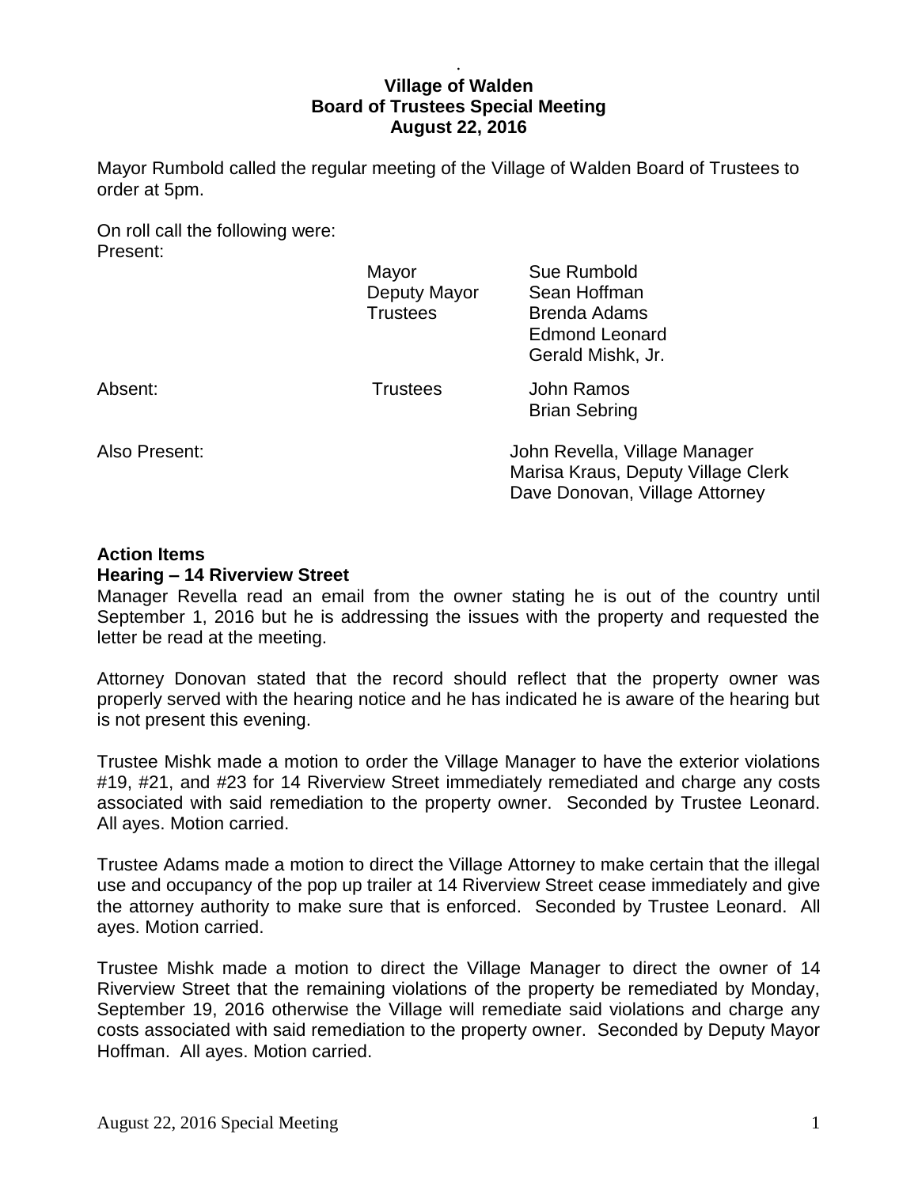.

**Village of Walden**
**Board of Trustees Special Meeting**
**August 22, 2016**

Mayor Rumbold called the regular meeting of the Village of Walden Board of Trustees to order at 5pm.

On roll call the following were:

Present:

| | | |
|---|---|---|
| | Mayor | Sue Rumbold |
| | Deputy Mayor | Sean Hoffman |
| | Trustees | Brenda Adams |
| | | Edmond Leonard |
| | | Gerald Mishk, Jr. |
| Absent: | Trustees | John Ramos |
| | | Brian Sebring |

Also Present:

John Revella, Village Manager
Marisa Kraus, Deputy Village Clerk
Dave Donovan, Village Attorney

**Action Items**

**Hearing – 14 Riverview Street**

Manager Revella read an email from the owner stating he is out of the country until September 1, 2016 but he is addressing the issues with the property and requested the letter be read at the meeting.

Attorney Donovan stated that the record should reflect that the property owner was properly served with the hearing notice and he has indicated he is aware of the hearing but is not present this evening.

Trustee Mishk made a motion to order the Village Manager to have the exterior violations #19, #21, and #23 for 14 Riverview Street immediately remediated and charge any costs associated with said remediation to the property owner. Seconded by Trustee Leonard. All ayes. Motion carried.

Trustee Adams made a motion to direct the Village Attorney to make certain that the illegal use and occupancy of the pop up trailer at 14 Riverview Street cease immediately and give the attorney authority to make sure that is enforced. Seconded by Trustee Leonard. All ayes. Motion carried.

Trustee Mishk made a motion to direct the Village Manager to direct the owner of 14 Riverview Street that the remaining violations of the property be remediated by Monday, September 19, 2016 otherwise the Village will remediate said violations and charge any costs associated with said remediation to the property owner. Seconded by Deputy Mayor Hoffman. All ayes. Motion carried.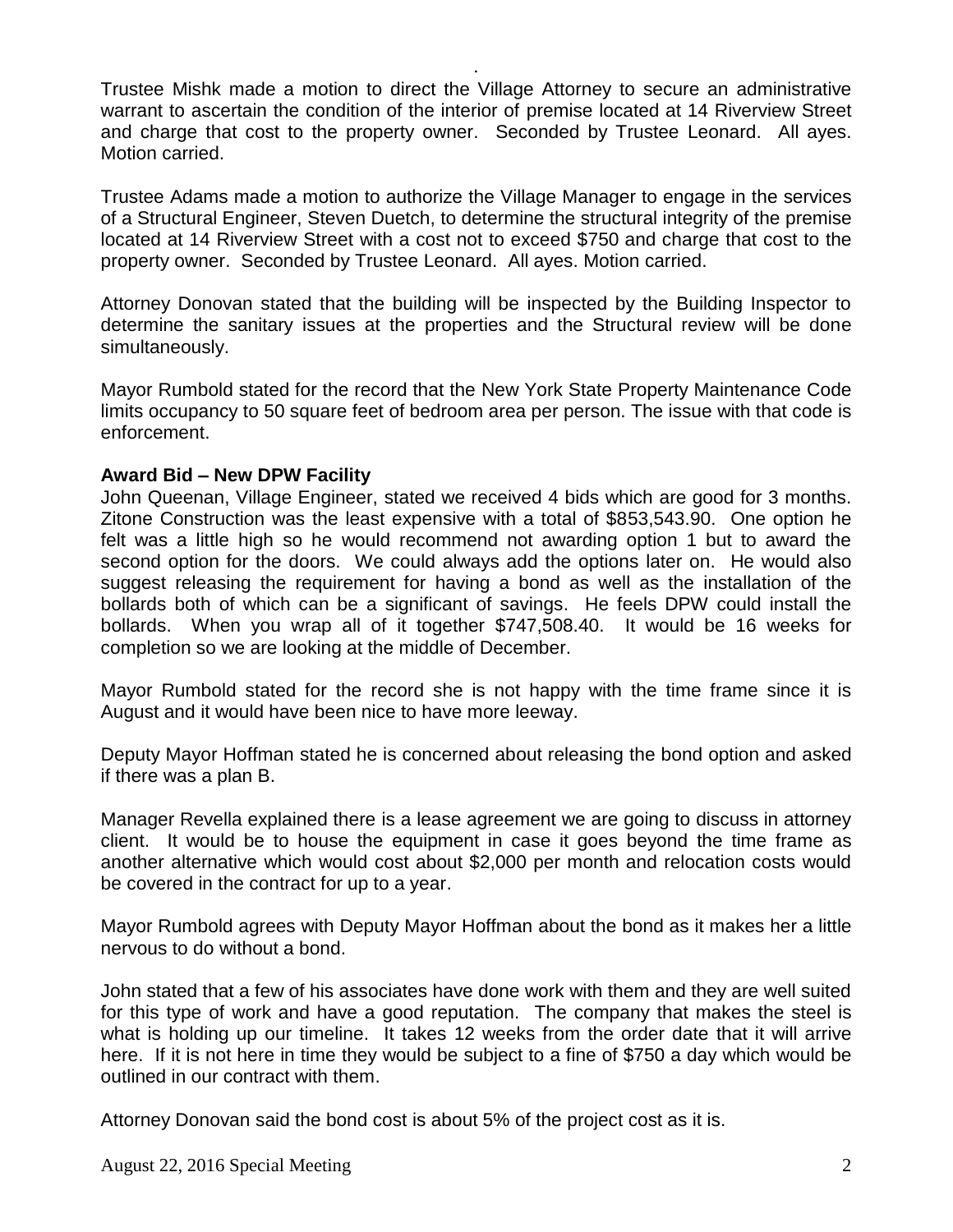Trustee Mishk made a motion to direct the Village Attorney to secure an administrative warrant to ascertain the condition of the interior of premise located at 14 Riverview Street and charge that cost to the property owner. Seconded by Trustee Leonard. All ayes. Motion carried.

Trustee Adams made a motion to authorize the Village Manager to engage in the services of a Structural Engineer, Steven Duetch, to determine the structural integrity of the premise located at 14 Riverview Street with a cost not to exceed $750 and charge that cost to the property owner. Seconded by Trustee Leonard. All ayes. Motion carried.

Attorney Donovan stated that the building will be inspected by the Building Inspector to determine the sanitary issues at the properties and the Structural review will be done simultaneously.

Mayor Rumbold stated for the record that the New York State Property Maintenance Code limits occupancy to 50 square feet of bedroom area per person. The issue with that code is enforcement.

**Award Bid – New DPW Facility**

John Queenan, Village Engineer, stated we received 4 bids which are good for 3 months. Zitone Construction was the least expensive with a total of $853,543.90. One option he felt was a little high so he would recommend not awarding option 1 but to award the second option for the doors. We could always add the options later on. He would also suggest releasing the requirement for having a bond as well as the installation of the bollards both of which can be a significant of savings. He feels DPW could install the bollards. When you wrap all of it together $747,508.40. It would be 16 weeks for completion so we are looking at the middle of December.

Mayor Rumbold stated for the record she is not happy with the time frame since it is August and it would have been nice to have more leeway.

Deputy Mayor Hoffman stated he is concerned about releasing the bond option and asked if there was a plan B.

Manager Revella explained there is a lease agreement we are going to discuss in attorney client. It would be to house the equipment in case it goes beyond the time frame as another alternative which would cost about $2,000 per month and relocation costs would be covered in the contract for up to a year.

Mayor Rumbold agrees with Deputy Mayor Hoffman about the bond as it makes her a little nervous to do without a bond.

John stated that a few of his associates have done work with them and they are well suited for this type of work and have a good reputation. The company that makes the steel is what is holding up our timeline. It takes 12 weeks from the order date that it will arrive here. If it is not here in time they would be subject to a fine of $750 a day which would be outlined in our contract with them.

Attorney Donovan said the bond cost is about 5% of the project cost as it is.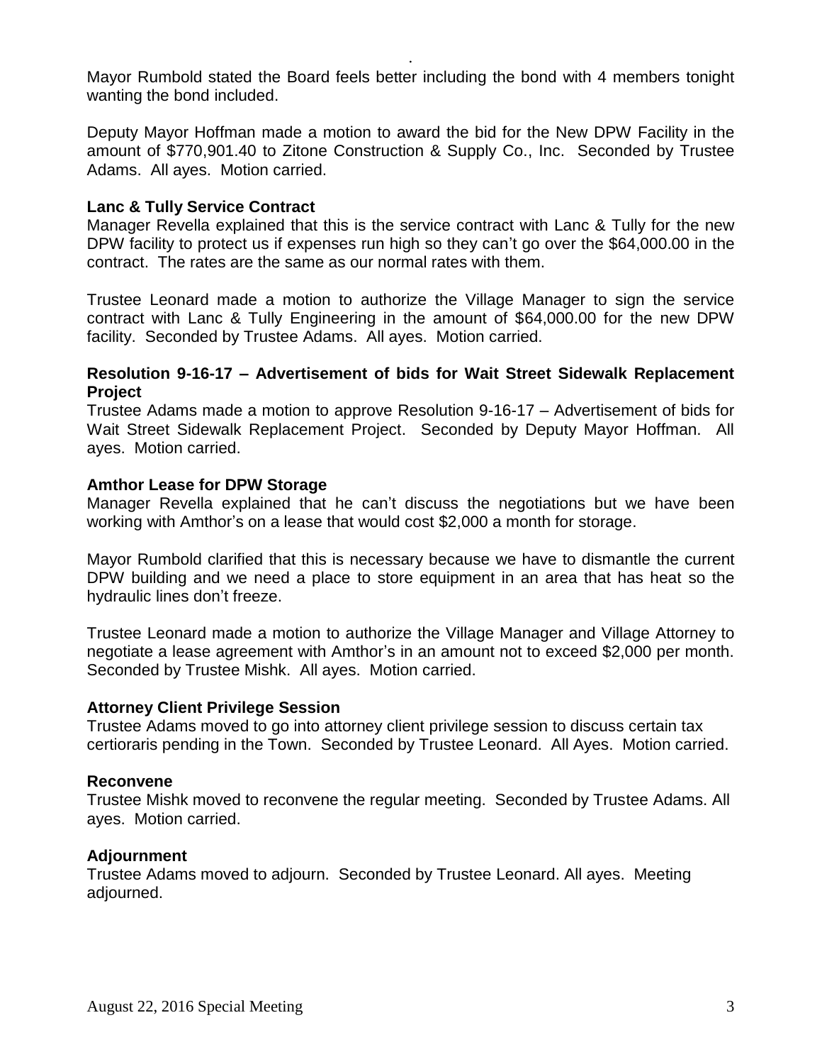Mayor Rumbold stated the Board feels better including the bond with 4 members tonight wanting the bond included.

Deputy Mayor Hoffman made a motion to award the bid for the New DPW Facility in the amount of $770,901.40 to Zitone Construction & Supply Co., Inc. Seconded by Trustee Adams. All ayes. Motion carried.

**Lanc & Tully Service Contract**

Manager Revella explained that this is the service contract with Lanc & Tully for the new DPW facility to protect us if expenses run high so they can't go over the $64,000.00 in the contract. The rates are the same as our normal rates with them.

Trustee Leonard made a motion to authorize the Village Manager to sign the service contract with Lanc & Tully Engineering in the amount of $64,000.00 for the new DPW facility. Seconded by Trustee Adams. All ayes. Motion carried.

**Resolution 9-16-17 – Advertisement of bids for Wait Street Sidewalk Replacement Project**

Trustee Adams made a motion to approve Resolution 9-16-17 – Advertisement of bids for Wait Street Sidewalk Replacement Project. Seconded by Deputy Mayor Hoffman. All ayes. Motion carried.

**Amthor Lease for DPW Storage**

Manager Revella explained that he can't discuss the negotiations but we have been working with Amthor's on a lease that would cost $2,000 a month for storage.

Mayor Rumbold clarified that this is necessary because we have to dismantle the current DPW building and we need a place to store equipment in an area that has heat so the hydraulic lines don't freeze.

Trustee Leonard made a motion to authorize the Village Manager and Village Attorney to negotiate a lease agreement with Amthor's in an amount not to exceed $2,000 per month. Seconded by Trustee Mishk. All ayes. Motion carried.

**Attorney Client Privilege Session**

Trustee Adams moved to go into attorney client privilege session to discuss certain tax certioraris pending in the Town. Seconded by Trustee Leonard. All Ayes. Motion carried.

**Reconvene**

Trustee Mishk moved to reconvene the regular meeting. Seconded by Trustee Adams. All ayes. Motion carried.

**Adjournment**

Trustee Adams moved to adjourn. Seconded by Trustee Leonard. All ayes. Meeting adjourned.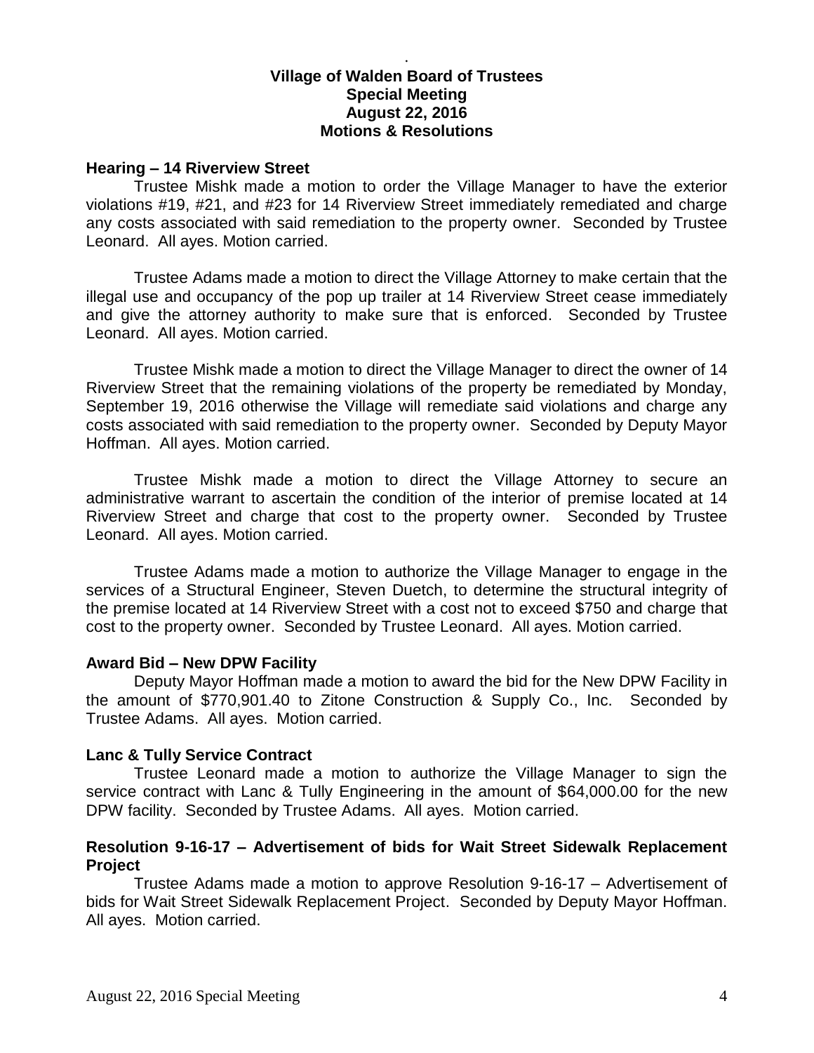## Village of Walden Board of Trustees
## Special Meeting
## August 22, 2016
## Motions & Resolutions

**Hearing – 14 Riverview Street**

Trustee Mishk made a motion to order the Village Manager to have the exterior violations #19, #21, and #23 for 14 Riverview Street immediately remediated and charge any costs associated with said remediation to the property owner. Seconded by Trustee Leonard. All ayes. Motion carried.

Trustee Adams made a motion to direct the Village Attorney to make certain that the illegal use and occupancy of the pop up trailer at 14 Riverview Street cease immediately and give the attorney authority to make sure that is enforced. Seconded by Trustee Leonard. All ayes. Motion carried.

Trustee Mishk made a motion to direct the Village Manager to direct the owner of 14 Riverview Street that the remaining violations of the property be remediated by Monday, September 19, 2016 otherwise the Village will remediate said violations and charge any costs associated with said remediation to the property owner. Seconded by Deputy Mayor Hoffman. All ayes. Motion carried.

Trustee Mishk made a motion to direct the Village Attorney to secure an administrative warrant to ascertain the condition of the interior of premise located at 14 Riverview Street and charge that cost to the property owner. Seconded by Trustee Leonard. All ayes. Motion carried.

Trustee Adams made a motion to authorize the Village Manager to engage in the services of a Structural Engineer, Steven Duetch, to determine the structural integrity of the premise located at 14 Riverview Street with a cost not to exceed $750 and charge that cost to the property owner. Seconded by Trustee Leonard. All ayes. Motion carried.

**Award Bid – New DPW Facility**

Deputy Mayor Hoffman made a motion to award the bid for the New DPW Facility in the amount of $770,901.40 to Zitone Construction & Supply Co., Inc. Seconded by Trustee Adams. All ayes. Motion carried.

**Lanc & Tully Service Contract**

Trustee Leonard made a motion to authorize the Village Manager to sign the service contract with Lanc & Tully Engineering in the amount of $64,000.00 for the new DPW facility. Seconded by Trustee Adams. All ayes. Motion carried.

**Resolution 9-16-17 – Advertisement of bids for Wait Street Sidewalk Replacement Project**

Trustee Adams made a motion to approve Resolution 9-16-17 – Advertisement of bids for Wait Street Sidewalk Replacement Project. Seconded by Deputy Mayor Hoffman. All ayes. Motion carried.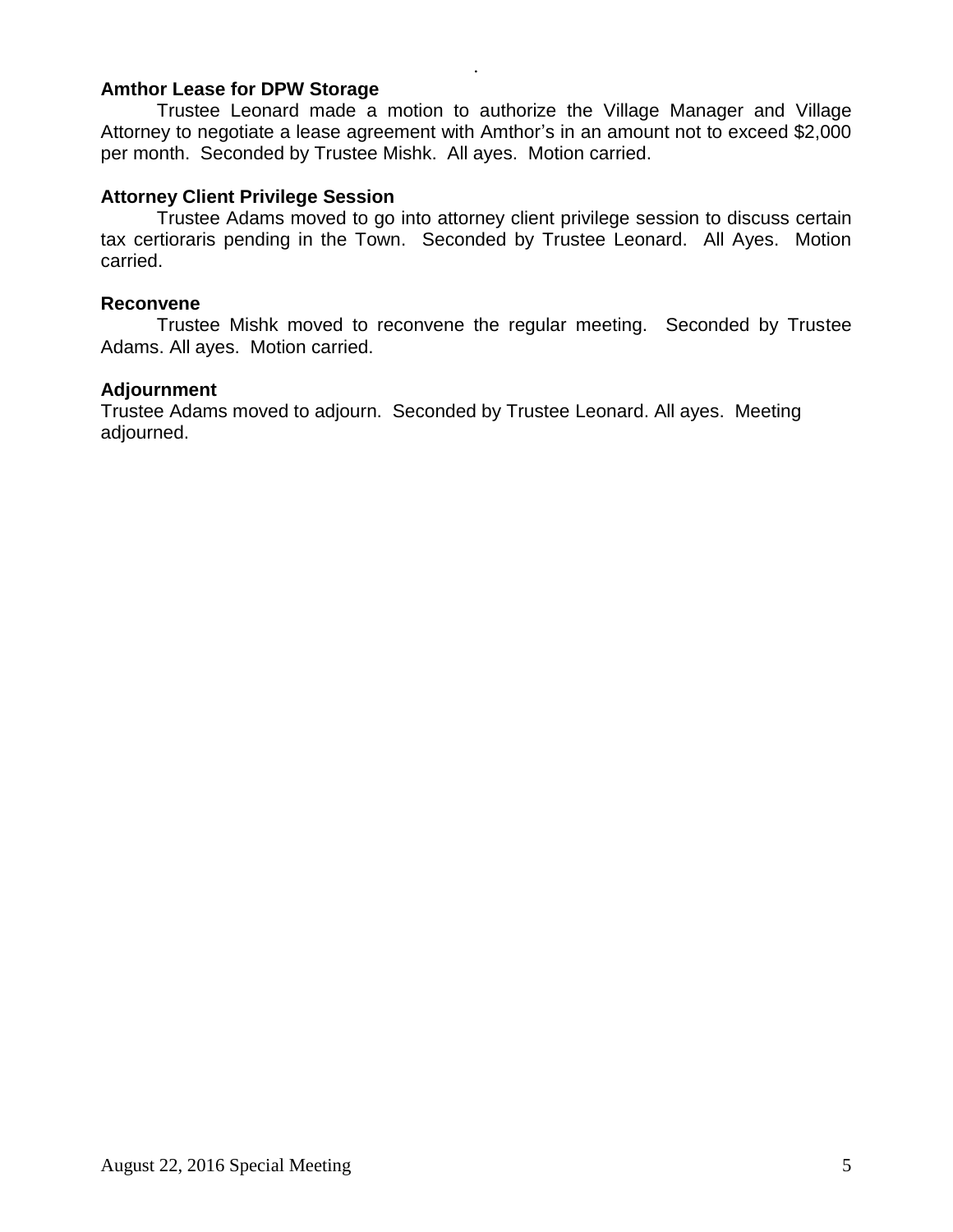**Amthor Lease for DPW Storage**

Trustee Leonard made a motion to authorize the Village Manager and Village Attorney to negotiate a lease agreement with Amthor's in an amount not to exceed $2,000 per month. Seconded by Trustee Mishk. All ayes. Motion carried.

**Attorney Client Privilege Session**

Trustee Adams moved to go into attorney client privilege session to discuss certain tax certioraris pending in the Town. Seconded by Trustee Leonard. All Ayes. Motion carried.

**Reconvene**

Trustee Mishk moved to reconvene the regular meeting. Seconded by Trustee Adams. All ayes. Motion carried.

**Adjournment**

Trustee Adams moved to adjourn. Seconded by Trustee Leonard. All ayes. Meeting adjourned.